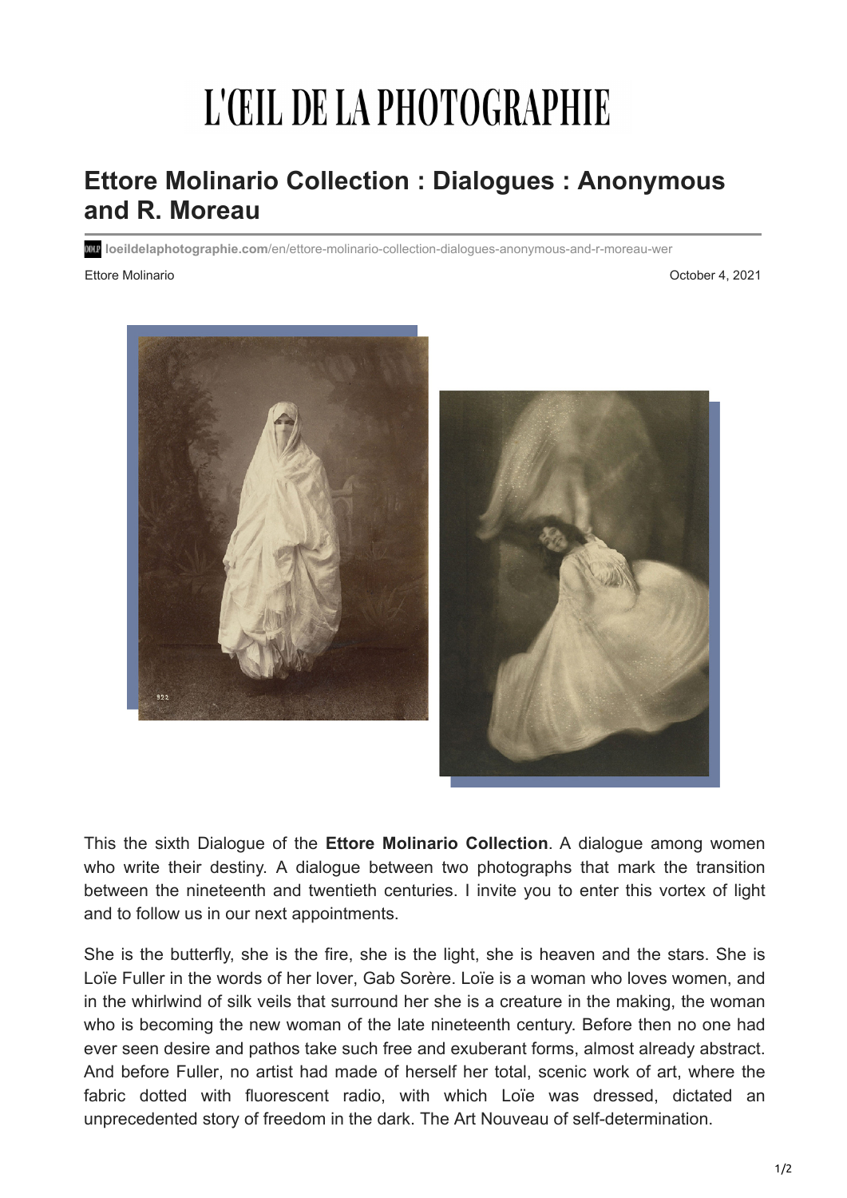# L'ŒIL DE LA PHOTOGRAPHIE

## Ettore Molinario Collection : Dialogues : Anonymous and R. Moreau

loeildelaphotographie.com/en/ettore-molinario-collection-dialogues-anonymous-and-r-moreau-wer

Ettore Molinario

October 4, 2021

This the sixth Dialogue of the **Ettore Molinario Collection**. A dialogue among women who write their destiny. A dialogue between two photographs that mark the transition between the nineteenth and twentieth centuries. I invite you to enter this vortex of light and to follow us in our next appointments.

She is the butterfly, she is the fire, she is the light, she is heaven and the stars. She is Loïe Fuller in the words of her lover, Gab Sorère. Loïe is a woman who loves women, and in the whirlwind of silk veils that surround her she is a creature in the making, the woman who is becoming the new woman of the late nineteenth century. Before then no one had ever seen desire and pathos take such free and exuberant forms, almost already abstract. And before Fuller, no artist had made of herself her total, scenic work of art, where the fabric dotted with fluorescent radio, with which Loïe was dressed, dictated an unprecedented story of freedom in the dark. The Art Nouveau of self-determination.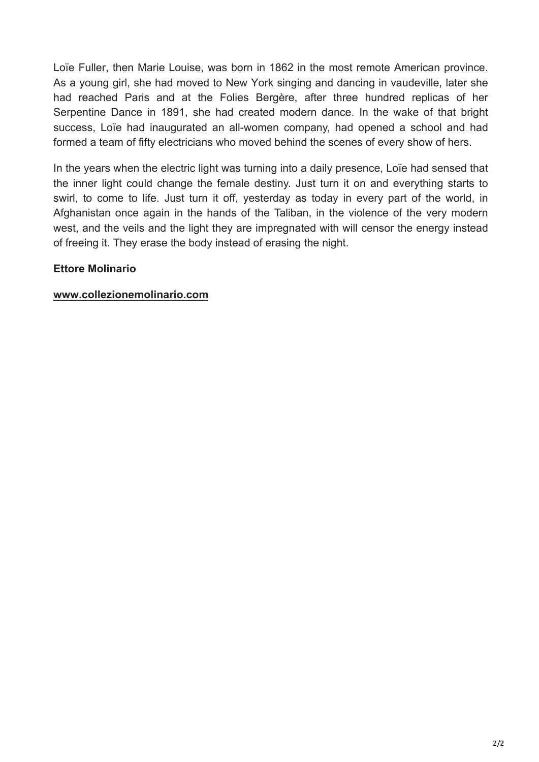Loïe Fuller, then Marie Louise, was born in 1862 in the most remote American province. As a young girl, she had moved to New York singing and dancing in vaudeville, later she had reached Paris and at the Folies Bergère, after three hundred replicas of her Serpentine Dance in 1891, she had created modern dance. In the wake of that bright success, Loïe had inaugurated an all-women company, had opened a school and had formed a team of fifty electricians who moved behind the scenes of every show of hers.

In the years when the electric light was turning into a daily presence, Loïe had sensed that the inner light could change the female destiny. Just turn it on and everything starts to swirl, to come to life. Just turn it off, yesterday as today in every part of the world, in Afghanistan once again in the hands of the Taliban, in the violence of the very modern west, and the veils and the light they are impregnated with will censor the energy instead of freeing it. They erase the body instead of erasing the night.

**Ettore Molinario**

**www.collezionemolinario.com**